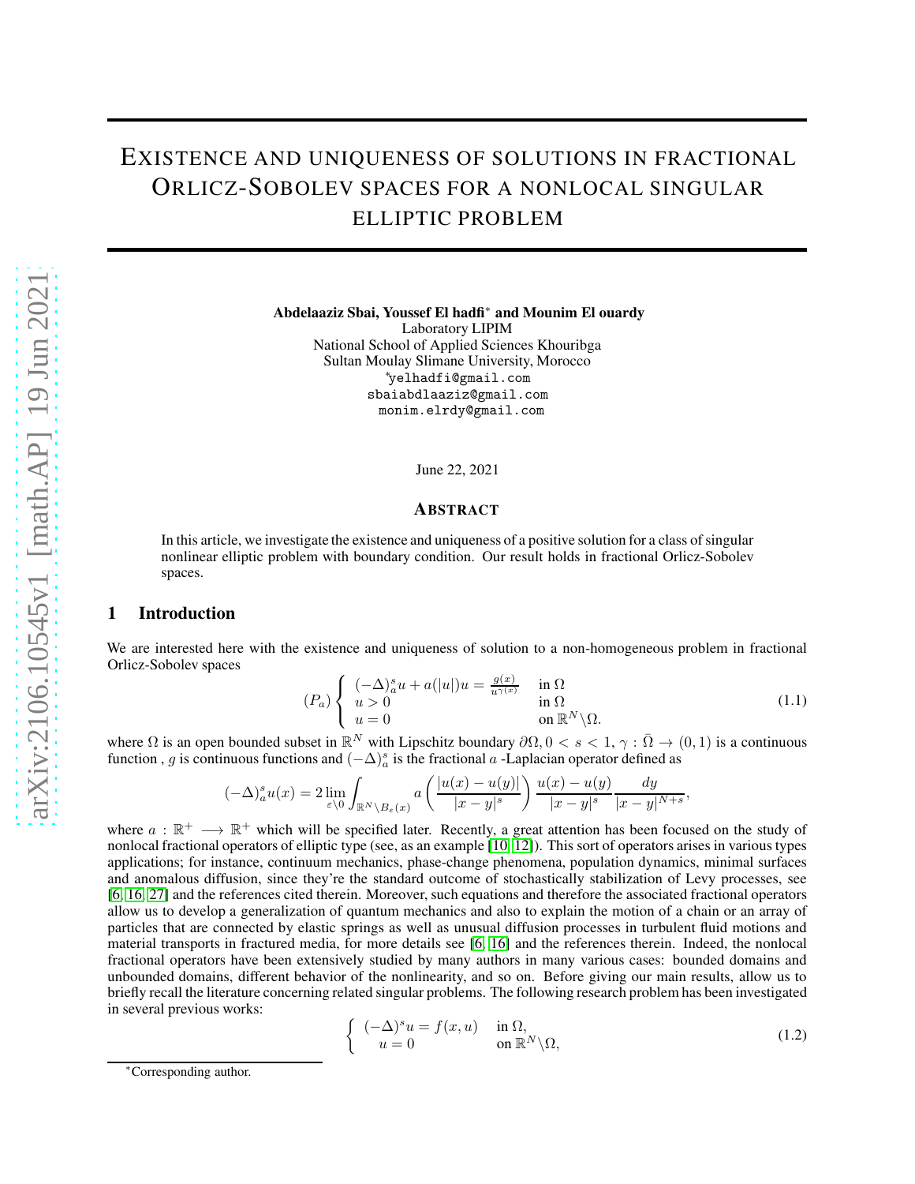# EXISTENCE AND UNIQUENESS OF SOLUTIONS IN FRACTIONAL ORLICZ-SOBOLEV SPACES FOR A NONLOCAL SINGULAR ELLIPTIC PROBLEM

**Abdelaaziz Sbai, Youssef El hadfi[*] and Mounim El ouardy**
Laboratory LIPIM
National School of Applied Sciences Khouribga
Sultan Moulay Slimane University, Morocco
[*]yelhadfi@gmail.com
sbaiabdlaaziz@gmail.com
monim.elrdy@gmail.com

June 22, 2021

## ABSTRACT

In this article, we investigate the existence and uniqueness of a positive solution for a class of singular nonlinear elliptic problem with boundary condition. Our result holds in fractional Orlicz-Sobolev spaces.

## 1 Introduction

We are interested here with the existence and uniqueness of solution to a non-homogeneous problem in fractional Orlicz-Sobolev spaces

$$
(P_a) \begin{cases} (-\Delta)_a^s u + a(|u|)u = \frac{g(x)}{u^{\gamma(x)}} & \text{in } \Omega \\ u > 0 & \text{in } \Omega \\ u = 0 & \text{on } \mathbb{R}^N \backslash \Omega. \end{cases} \tag{1.1}
$$

where $\Omega$ is an open bounded subset in $\mathbb{R}^N$ with Lipschitz boundary $\partial\Omega, 0 < s < 1, \gamma : \bar{\Omega} \to (0,1)$ is a continuous function , $g$ is continuous functions and $(-\Delta)_a^s$ is the fractional $a$ -Laplacian operator defined as

$$
(-\Delta)_a^s u(x) = 2 \lim_{\varepsilon \searrow 0} \int_{\mathbb{R}^N \backslash B_\varepsilon(x)} a\left(\frac{|u(x)-u(y)|}{|x-y|^s}\right) \frac{u(x)-u(y)}{|x-y|^s} \frac{dy}{|x-y|^{N+s}},
$$

where $a : \mathbb{R}^+ \longrightarrow \mathbb{R}^+$ which will be specified later. Recently, a great attention has been focused on the study of nonlocal fractional operators of elliptic type (see, as an example [10, 12]). This sort of operators arises in various types applications; for instance, continuum mechanics, phase-change phenomena, population dynamics, minimal surfaces and anomalous diffusion, since they're the standard outcome of stochastically stabilization of Levy processes, see [6, 16, 27] and the references cited therein. Moreover, such equations and therefore the associated fractional operators allow us to develop a generalization of quantum mechanics and also to explain the motion of a chain or an array of particles that are connected by elastic springs as well as unusual diffusion processes in turbulent fluid motions and material transports in fractured media, for more details see [6, 16] and the references therein. Indeed, the nonlocal fractional operators have been extensively studied by many authors in many various cases: bounded domains and unbounded domains, different behavior of the nonlinearity, and so on. Before giving our main results, allow us to briefly recall the literature concerning related singular problems. The following research problem has been investigated in several previous works:

$$
\begin{cases} (-\Delta)^s u = f(x,u) & \text{in } \Omega, \\ u = 0 & \text{on } \mathbb{R}^N \backslash \Omega, \end{cases} \tag{1.2}
$$

[*]Corresponding author.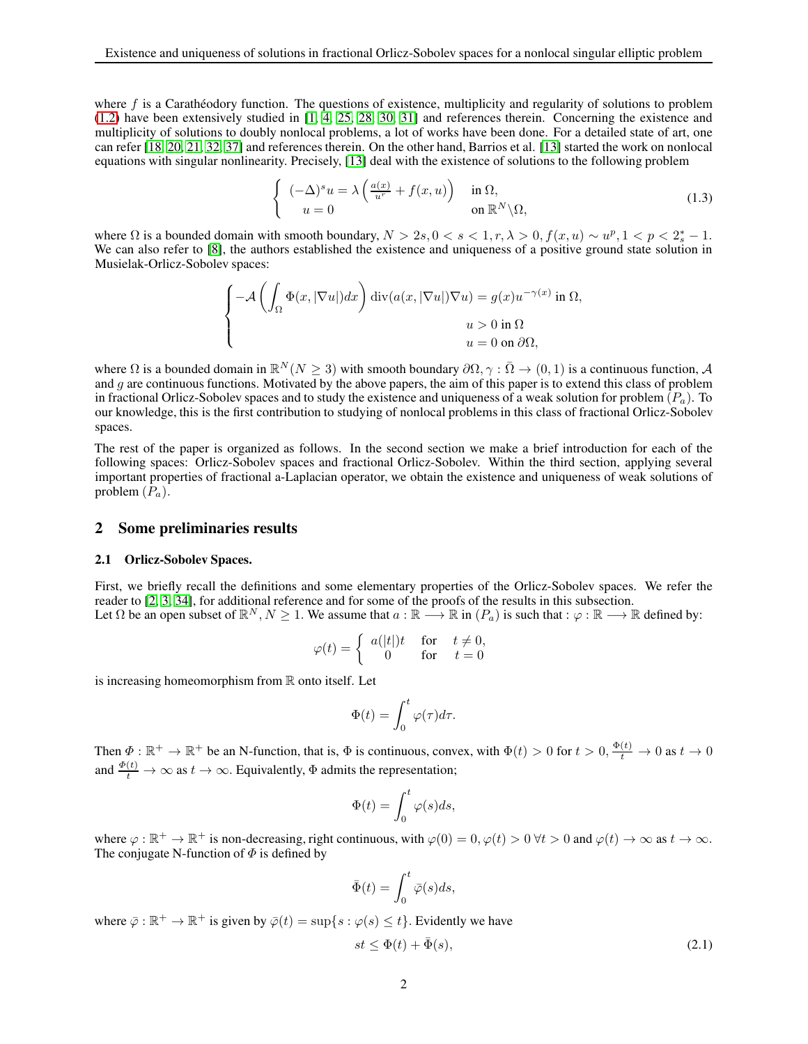where $f$ is a Carathéodory function. The questions of existence, multiplicity and regularity of solutions to problem (1.2) have been extensively studied in [1, 4, 25, 28, 30, 31] and references therein. Concerning the existence and multiplicity of solutions to doubly nonlocal problems, a lot of works have been done. For a detailed state of art, one can refer [18, 20, 21, 32, 37] and references therein. On the other hand, Barrios et al. [13] started the work on nonlocal equations with singular nonlinearity. Precisely, [13] deal with the existence of solutions to the following problem

$$\begin{cases} (-\Delta)^s u = \lambda \left( \frac{a(x)}{u^r} + f(x,u) \right) & \text{in } \Omega, \\ u = 0 & \text{on } \mathbb{R}^N \backslash \Omega, \end{cases} \tag{1.3}$$

where $\Omega$ is a bounded domain with smooth boundary, $N > 2s, 0 < s < 1, r, \lambda > 0, f(x,u) \sim u^p, 1 < p < 2_s^* - 1$. We can also refer to [8], the authors established the existence and uniqueness of a positive ground state solution in Musielak-Orlicz-Sobolev spaces:

$$\begin{cases} -\mathcal{A}\left( \int_\Omega \Phi(x, |\nabla u|)dx \right) \operatorname{div}(a(x, |\nabla u|)\nabla u) = g(x) u^{-\gamma(x)} \text{ in } \Omega, \\ \qquad u > 0 \text{ in } \Omega \\ \qquad u = 0 \text{ on } \partial\Omega, \end{cases}$$

where $\Omega$ is a bounded domain in $\mathbb{R}^N (N \geq 3)$ with smooth boundary $\partial\Omega, \gamma : \bar{\Omega} \to (0,1)$ is a continuous function, $\mathcal{A}$ and $g$ are continuous functions. Motivated by the above papers, the aim of this paper is to extend this class of problem in fractional Orlicz-Sobolev spaces and to study the existence and uniqueness of a weak solution for problem $(P_a)$. To our knowledge, this is the first contribution to studying of nonlocal problems in this class of fractional Orlicz-Sobolev spaces.

The rest of the paper is organized as follows. In the second section we make a brief introduction for each of the following spaces: Orlicz-Sobolev spaces and fractional Orlicz-Sobolev. Within the third section, applying several important properties of fractional a-Laplacian operator, we obtain the existence and uniqueness of weak solutions of problem $(P_a)$.

## 2 Some preliminaries results

### 2.1 Orlicz-Sobolev Spaces.

First, we briefly recall the definitions and some elementary properties of the Orlicz-Sobolev spaces. We refer the reader to [2, 3, 34], for additional reference and for some of the proofs of the results in this subsection.
Let $\Omega$ be an open subset of $\mathbb{R}^N, N \geq 1$. We assume that $a : \mathbb{R} \longrightarrow \mathbb{R}$ in $(P_a)$ is such that : $\varphi : \mathbb{R} \longrightarrow \mathbb{R}$ defined by:

$$\varphi(t) = \begin{cases} a(|t|)t & \text{for} \quad t \neq 0, \\ 0 & \text{for} \quad t = 0 \end{cases}$$

is increasing homeomorphism from $\mathbb{R}$ onto itself. Let

$$\Phi(t) = \int_0^t \varphi(\tau) d\tau.$$

Then $\Phi : \mathbb{R}^+ \to \mathbb{R}^+$ be an N-function, that is, $\Phi$ is continuous, convex, with $\Phi(t) > 0$ for $t > 0$, $\frac{\Phi(t)}{t} \to 0$ as $t \to 0$ and $\frac{\Phi(t)}{t} \to \infty$ as $t \to \infty$. Equivalently, $\Phi$ admits the representation;

$$\Phi(t) = \int_0^t \varphi(s) ds,$$

where $\varphi : \mathbb{R}^+ \to \mathbb{R}^+$ is non-decreasing, right continuous, with $\varphi(0) = 0, \varphi(t) > 0 \; \forall t > 0$ and $\varphi(t) \to \infty$ as $t \to \infty$.
The conjugate N-function of $\Phi$ is defined by

$$\bar{\Phi}(t) = \int_0^t \bar{\varphi}(s) ds,$$

where $\bar{\varphi} : \mathbb{R}^+ \to \mathbb{R}^+$ is given by $\bar{\varphi}(t) = \sup\{s : \varphi(s) \leq t\}$. Evidently we have

$$st \leq \Phi(t) + \bar{\Phi}(s), \tag{2.1}$$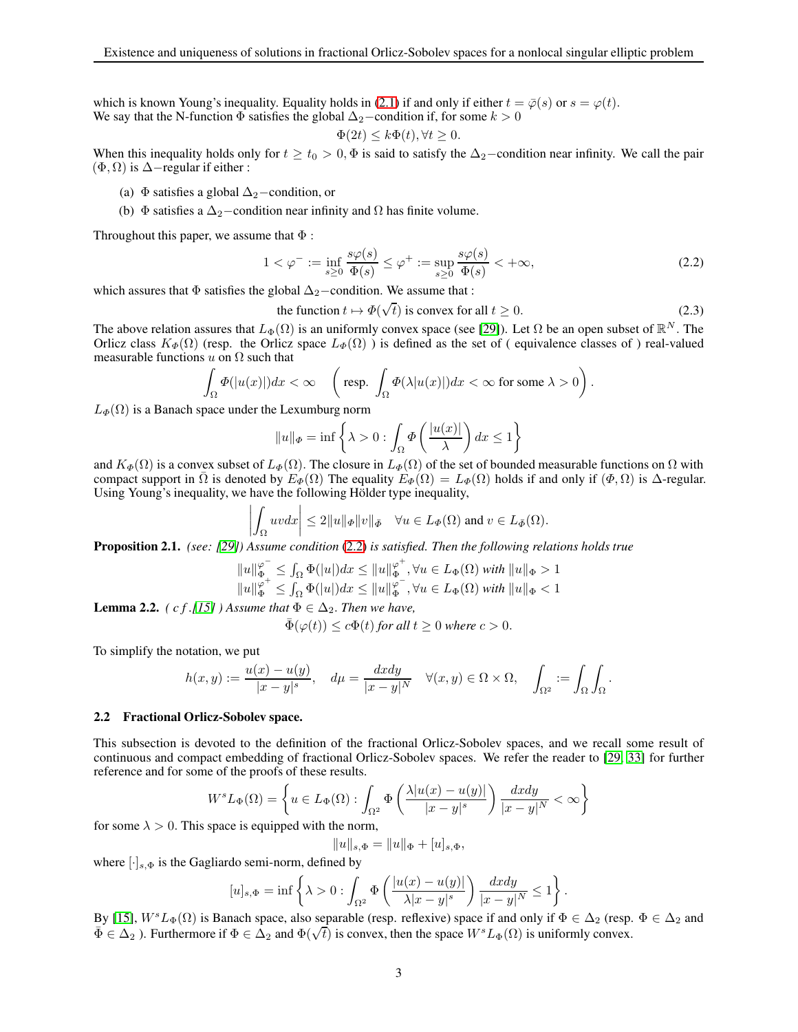which is known Young's inequality. Equality holds in (2.1) if and only if either $t = \bar{\varphi}(s)$ or $s = \varphi(t)$.
We say that the N-function $\Phi$ satisfies the global $\Delta_2-$condition if, for some $k > 0$

$$\Phi(2t) \leq k\Phi(t), \forall t \geq 0.$$

When this inequality holds only for $t \geq t_0 > 0, \Phi$ is said to satisfy the $\Delta_2-$condition near infinity. We call the pair $(\Phi, \Omega)$ is $\Delta-$regular if either :

(a) $\Phi$ satisfies a global $\Delta_2-$condition, or

(b) $\Phi$ satisfies a $\Delta_2-$condition near infinity and $\Omega$ has finite volume.

Throughout this paper, we assume that $\Phi$ :

$$1 < \varphi^- := \inf_{s \geq 0} \frac{s\varphi(s)}{\Phi(s)} \leq \varphi^+ := \sup_{s \geq 0} \frac{s\varphi(s)}{\Phi(s)} < +\infty, \tag{2.2}$$

which assures that $\Phi$ satisfies the global $\Delta_2-$condition. We assume that :

$$\text{the function } t \mapsto \Phi(\sqrt{t}) \text{ is convex for all } t \geq 0. \tag{2.3}$$

The above relation assures that $L_\Phi(\Omega)$ is an uniformly convex space (see [29]). Let $\Omega$ be an open subset of $\mathbb{R}^N$. The Orlicz class $K_\Phi(\Omega)$ (resp. the Orlicz space $L_\Phi(\Omega)$ ) is defined as the set of ( equivalence classes of ) real-valued measurable functions $u$ on $\Omega$ such that

$$\int_\Omega \Phi(|u(x)|)dx < \infty \quad \left(\text{resp. } \int_\Omega \Phi(\lambda|u(x)|)dx < \infty \text{ for some } \lambda > 0\right).$$

$L_\Phi(\Omega)$ is a Banach space under the Lexumburg norm

$$\|u\|_\Phi = \inf\left\{\lambda > 0 : \int_\Omega \Phi\left(\frac{|u(x)|}{\lambda}\right)dx \leq 1\right\}$$

and $K_\Phi(\Omega)$ is a convex subset of $L_\Phi(\Omega)$. The closure in $L_\Phi(\Omega)$ of the set of bounded measurable functions on $\Omega$ with compact support in $\bar{\Omega}$ is denoted by $E_\Phi(\Omega)$ The equality $E_\Phi(\Omega) = L_\Phi(\Omega)$ holds if and only if $(\Phi, \Omega)$ is $\Delta$-regular. Using Young's inequality, we have the following Hölder type inequality,

$$\left|\int_\Omega uvdx\right| \leq 2\|u\|_\Phi\|v\|_{\bar{\Phi}} \quad \forall u \in L_\Phi(\Omega) \text{ and } v \in L_{\bar{\Phi}}(\Omega).$$

**Proposition 2.1.** *(see: [29]) Assume condition (2.2) is satisfied. Then the following relations holds true*

$$\|u\|_\Phi^{\varphi^-} \leq \int_\Omega \Phi(|u|)dx \leq \|u\|_\Phi^{\varphi^+}, \forall u \in L_\Phi(\Omega) \text{ with } \|u\|_\Phi > 1$$
$$\|u\|_\Phi^{\varphi^+} \leq \int_\Omega \Phi(|u|)dx \leq \|u\|_\Phi^{\varphi^-}, \forall u \in L_\Phi(\Omega) \text{ with } \|u\|_\Phi < 1$$

**Lemma 2.2.** *( c f .[15] ) Assume that $\Phi \in \Delta_2$. Then we have,*

$$\bar{\Phi}(\varphi(t)) \leq c\Phi(t) \textit{ for all } t \geq 0 \textit{ where } c > 0.$$

To simplify the notation, we put

$$h(x,y) := \frac{u(x) - u(y)}{|x-y|^s}, \quad d\mu = \frac{dxdy}{|x-y|^N} \quad \forall (x,y) \in \Omega \times \Omega, \quad \int_{\Omega^2} := \int_\Omega \int_\Omega.$$

### 2.2 Fractional Orlicz-Sobolev space.

This subsection is devoted to the definition of the fractional Orlicz-Sobolev spaces, and we recall some result of continuous and compact embedding of fractional Orlicz-Sobolev spaces. We refer the reader to [29, 33] for further reference and for some of the proofs of these results.

$$W^sL_\Phi(\Omega) = \left\{u \in L_\Phi(\Omega) : \int_{\Omega^2} \Phi\left(\frac{\lambda|u(x) - u(y)|}{|x-y|^s}\right)\frac{dxdy}{|x-y|^N} < \infty\right\}$$

for some $\lambda > 0$. This space is equipped with the norm,

$$\|u\|_{s,\Phi} = \|u\|_\Phi + [u]_{s,\Phi},$$

where $[\cdot]_{s,\Phi}$ is the Gagliardo semi-norm, defined by

$$[u]_{s,\Phi} = \inf\left\{\lambda > 0 : \int_{\Omega^2} \Phi\left(\frac{|u(x) - u(y)|}{\lambda|x-y|^s}\right)\frac{dxdy}{|x-y|^N} \leq 1\right\}.$$

By [15], $W^sL_\Phi(\Omega)$ is Banach space, also separable (resp. reflexive) space if and only if $\Phi \in \Delta_2$ (resp. $\Phi \in \Delta_2$ and $\bar{\Phi} \in \Delta_2$ ). Furthermore if $\Phi \in \Delta_2$ and $\Phi(\sqrt{t})$ is convex, then the space $W^sL_\Phi(\Omega)$ is uniformly convex.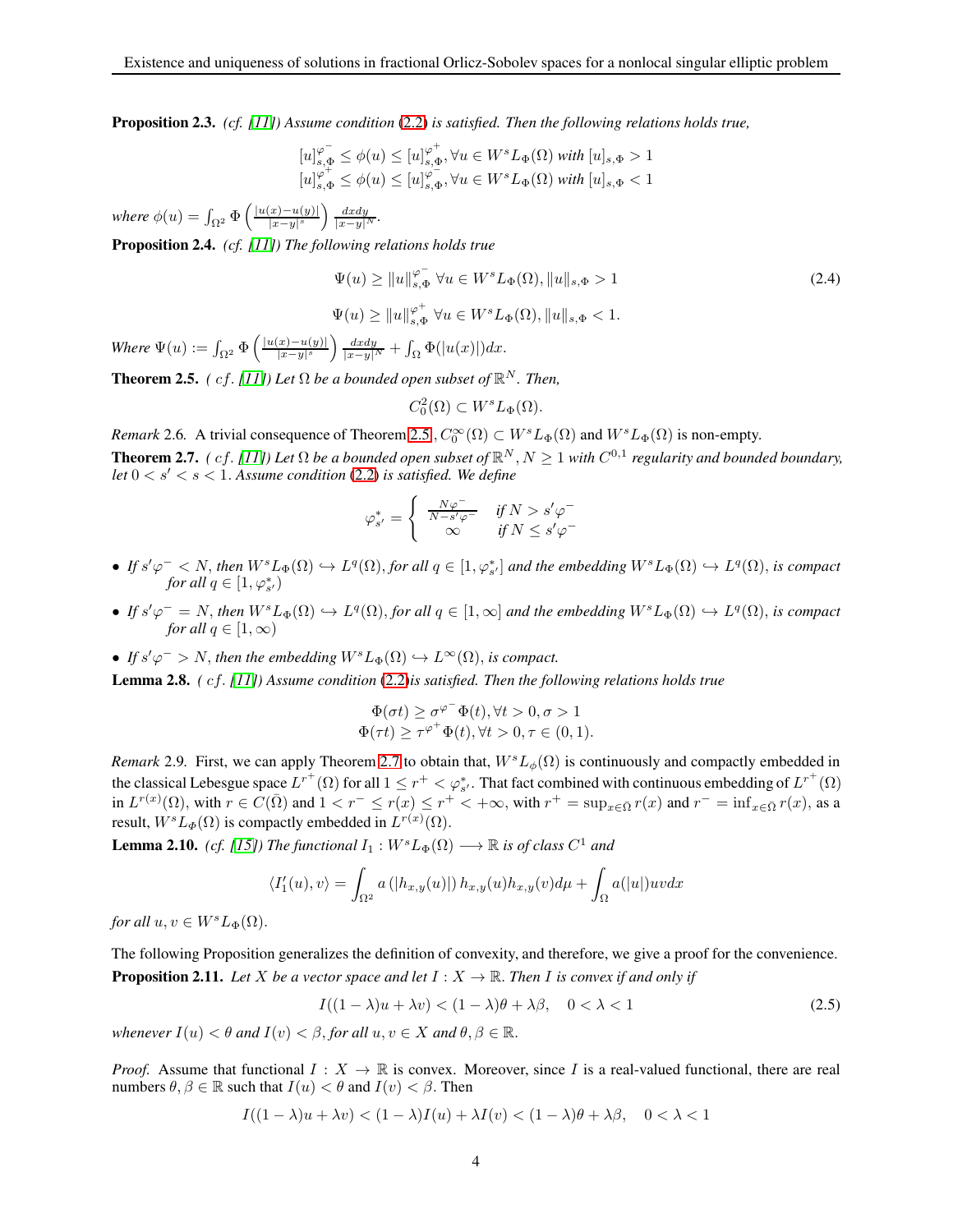**Proposition 2.3.** *(cf. [11]) Assume condition (2.2) is satisfied. Then the following relations holds true,*

$$[u]_{s,\Phi}^{\varphi^-} \leq \phi(u) \leq [u]_{s,\Phi}^{\varphi^+}, \forall u \in W^sL_\Phi(\Omega) \text{ with } [u]_{s,\Phi} > 1$$
$$[u]_{s,\Phi}^{\varphi^+} \leq \phi(u) \leq [u]_{s,\Phi}^{\varphi^-}, \forall u \in W^sL_\Phi(\Omega) \text{ with } [u]_{s,\Phi} < 1$$

*where* $\phi(u) = \int_{\Omega^2} \Phi\left(\frac{|u(x)-u(y)|}{|x-y|^s}\right) \frac{dxdy}{|x-y|^N}$.

**Proposition 2.4.** *(cf. [11]) The following relations holds true*

$$\Psi(u) \geq \|u\|_{s,\Phi}^{\varphi^-} \ \forall u \in W^sL_\Phi(\Omega), \|u\|_{s,\Phi} > 1 \tag{2.4}$$

$$\Psi(u) \geq \|u\|_{s,\Phi}^{\varphi^+} \ \forall u \in W^sL_\Phi(\Omega), \|u\|_{s,\Phi} < 1.$$

*Where* $\Psi(u) := \int_{\Omega^2} \Phi\left(\frac{|u(x)-u(y)|}{|x-y|^s}\right) \frac{dxdy}{|x-y|^N} + \int_\Omega \Phi(|u(x)|)dx$.

**Theorem 2.5.** *( cf. [11]) Let $\Omega$ be a bounded open subset of $\mathbb{R}^N$. Then,*

$$C_0^2(\Omega) \subset W^sL_\Phi(\Omega).$$

*Remark* 2.6. A trivial consequence of Theorem 2.5 , $C_0^\infty(\Omega) \subset W^sL_\Phi(\Omega)$ and $W^sL_\Phi(\Omega)$ is non-empty.

**Theorem 2.7.** *( cf. [11]) Let $\Omega$ be a bounded open subset of $\mathbb{R}^N, N \geq 1$ with $C^{0,1}$ regularity and bounded boundary, let $0 < s' < s < 1$. Assume condition (2.2) is satisfied. We define*

$$\varphi_{s'}^* = \begin{cases} \frac{N\varphi^-}{N-s'\varphi^-} & \text{if } N > s'\varphi^- \\ \infty & \text{if } N \leq s'\varphi^- \end{cases}$$

- *If $s'\varphi^- < N$, then $W^sL_\Phi(\Omega) \hookrightarrow L^q(\Omega)$, for all $q \in [1, \varphi_{s'}^*]$ and the embedding $W^sL_\Phi(\Omega) \hookrightarrow L^q(\Omega)$, is compact for all $q \in [1, \varphi_{s'}^*)$*
- *If $s'\varphi^- = N$, then $W^sL_\Phi(\Omega) \hookrightarrow L^q(\Omega)$, for all $q \in [1, \infty]$ and the embedding $W^sL_\Phi(\Omega) \hookrightarrow L^q(\Omega)$, is compact for all $q \in [1, \infty)$*
- *If $s'\varphi^- > N$, then the embedding $W^sL_\Phi(\Omega) \hookrightarrow L^\infty(\Omega)$, is compact.*

**Lemma 2.8.** *( cf. [11]) Assume condition (2.2)is satisfied. Then the following relations holds true*

$$\Phi(\sigma t) \geq \sigma^{\varphi^-}\Phi(t), \forall t > 0, \sigma > 1$$
$$\Phi(\tau t) \geq \tau^{\varphi^+}\Phi(t), \forall t > 0, \tau \in (0, 1).$$

*Remark* 2.9. First, we can apply Theorem 2.7 to obtain that, $W^sL_\phi(\Omega)$ is continuously and compactly embedded in the classical Lebesgue space $L^{r^+}(\Omega)$ for all $1 \leq r^+ < \varphi_{s'}^*$. That fact combined with continuous embedding of $L^{r^+}(\Omega)$ in $L^{r(x)}(\Omega)$, with $r \in C(\bar{\Omega})$ and $1 < r^- \leq r(x) \leq r^+ < +\infty$, with $r^+ = \sup_{x\in\bar{\Omega}} r(x)$ and $r^- = \inf_{x\in\bar{\Omega}} r(x)$, as a result, $W^sL_\Phi(\Omega)$ is compactly embedded in $L^{r(x)}(\Omega)$.

**Lemma 2.10.** *(cf. [15]) The functional $I_1 : W^sL_\Phi(\Omega) \longrightarrow \mathbb{R}$ is of class $C^1$ and*

$$\langle I_1'(u), v\rangle = \int_{\Omega^2} a\left(|h_{x,y}(u)|\right) h_{x,y}(u)h_{x,y}(v)d\mu + \int_\Omega a(|u|)uvdx$$

*for all $u, v \in W^sL_\Phi(\Omega)$.*

The following Proposition generalizes the definition of convexity, and therefore, we give a proof for the convenience.

**Proposition 2.11.** *Let $X$ be a vector space and let $I : X \to \mathbb{R}$. Then $I$ is convex if and only if*

$$I((1-\lambda)u + \lambda v) < (1-\lambda)\theta + \lambda\beta, \quad 0 < \lambda < 1 \tag{2.5}$$

*whenever $I(u) < \theta$ and $I(v) < \beta$, for all $u, v \in X$ and $\theta, \beta \in \mathbb{R}$.*

*Proof.* Assume that functional $I : X \to \mathbb{R}$ is convex. Moreover, since $I$ is a real-valued functional, there are real numbers $\theta, \beta \in \mathbb{R}$ such that $I(u) < \theta$ and $I(v) < \beta$. Then

$$I((1-\lambda)u + \lambda v) < (1-\lambda)I(u) + \lambda I(v) < (1-\lambda)\theta + \lambda\beta, \quad 0 < \lambda < 1$$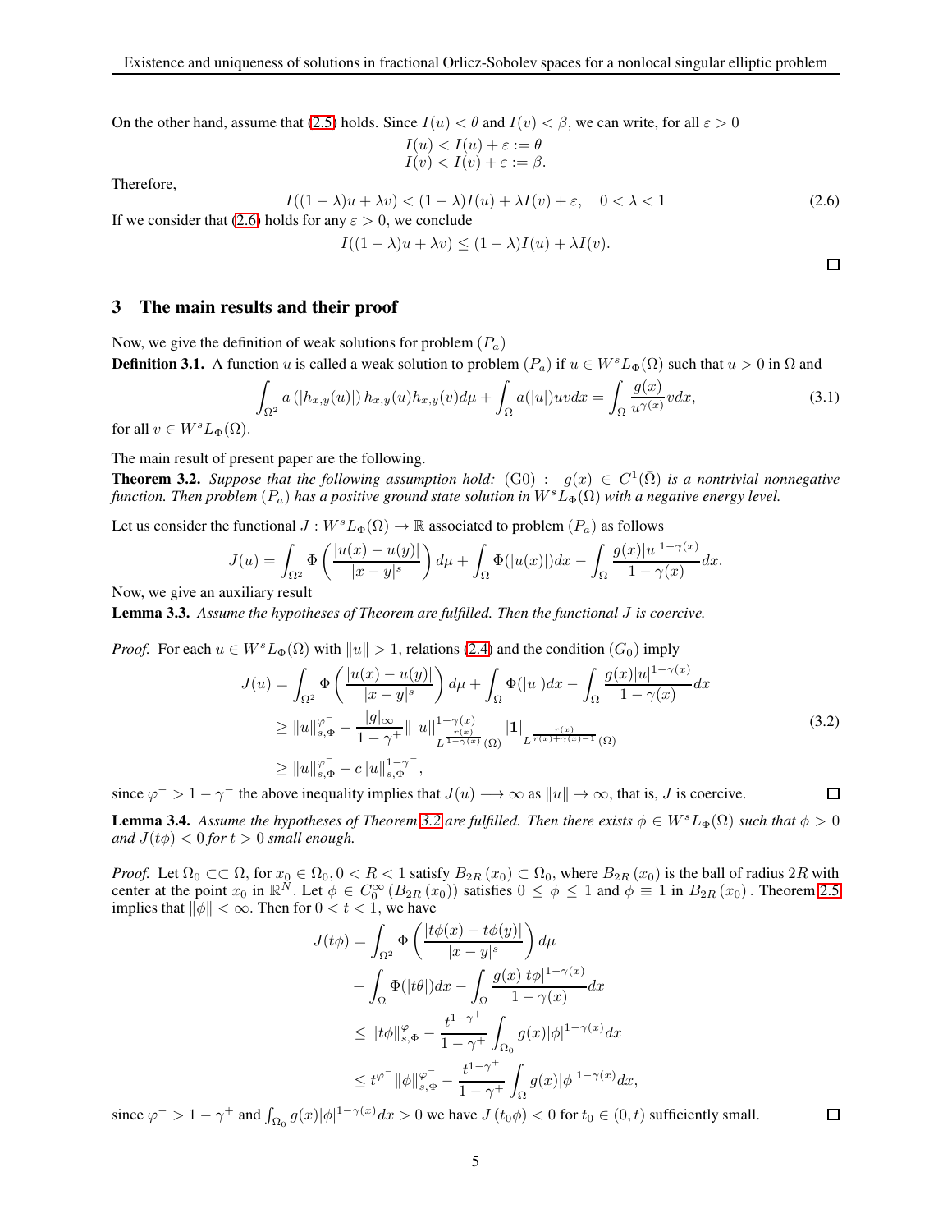On the other hand, assume that (2.5) holds. Since $I(u) < \theta$ and $I(v) < \beta$, we can write, for all $\varepsilon > 0$

$$
\begin{aligned}
I(u) &< I(u) + \varepsilon := \theta \\
I(v) &< I(v) + \varepsilon := \beta.
\end{aligned}
$$

Therefore,

$$
I((1-\lambda)u + \lambda v) < (1-\lambda)I(u) + \lambda I(v) + \varepsilon, \quad 0 < \lambda < 1 \tag{2.6}
$$

If we consider that (2.6) holds for any $\varepsilon > 0$, we conclude

$$
I((1-\lambda)u + \lambda v) \leq (1-\lambda)I(u) + \lambda I(v).
$$

□

## 3 The main results and their proof

Now, we give the definition of weak solutions for problem $(P_a)$

**Definition 3.1.** A function $u$ is called a weak solution to problem $(P_a)$ if $u \in W^s L_\Phi(\Omega)$ such that $u > 0$ in $\Omega$ and

$$
\int_{\Omega^2} a\left(|h_{x,y}(u)|\right) h_{x,y}(u) h_{x,y}(v) d\mu + \int_\Omega a(|u|) u v dx = \int_\Omega \frac{g(x)}{u^{\gamma(x)}} v dx, \tag{3.1}
$$

for all $v \in W^s L_\Phi(\Omega)$.

The main result of present paper are the following.

**Theorem 3.2.** *Suppose that the following assumption hold:* (G0) : $g(x) \in C^1(\bar{\Omega})$ *is a nontrivial nonnegative function. Then problem* $(P_a)$ *has a positive ground state solution in* $W^s L_\Phi(\Omega)$ *with a negative energy level.*

Let us consider the functional $J : W^s L_\Phi(\Omega) \to \mathbb{R}$ associated to problem $(P_a)$ as follows

$$
J(u) = \int_{\Omega^2} \Phi\left(\frac{|u(x) - u(y)|}{|x-y|^s}\right) d\mu + \int_\Omega \Phi(|u(x)|) dx - \int_\Omega \frac{g(x)|u|^{1-\gamma(x)}}{1-\gamma(x)} dx.
$$

Now, we give an auxiliary result

**Lemma 3.3.** *Assume the hypotheses of Theorem are fulfilled. Then the functional $J$ is coercive.*

*Proof.* For each $u \in W^s L_\Phi(\Omega)$ with $\|u\| > 1$, relations (2.4) and the condition $(G_0)$ imply

$$
\begin{aligned}
J(u) &= \int_{\Omega^2} \Phi\left(\frac{|u(x) - u(y)|}{|x-y|^s}\right) d\mu + \int_\Omega \Phi(|u|) dx - \int_\Omega \frac{g(x)|u|^{1-\gamma(x)}}{1-\gamma(x)} dx \\
&\geq \|u\|_{s,\Phi}^{\varphi^-} - \frac{|g|_\infty}{1-\gamma^+} \| \ u\|^{1-\gamma(x)}_{L^{\frac{r(x)}{1-\gamma(x)}}(\Omega)} |\mathbf{1}|_{L^{\frac{r(x)}{r(x)+\gamma(x)-1}}(\Omega)} \\
&\geq \|u\|_{s,\Phi}^{\varphi^-} - c\|u\|_{s,\Phi}^{1-\gamma^-},
\end{aligned} \tag{3.2}
$$

since $\varphi^- > 1 - \gamma^-$ the above inequality implies that $J(u) \longrightarrow \infty$ as $\|u\| \to \infty$, that is, $J$ is coercive. □

**Lemma 3.4.** *Assume the hypotheses of Theorem 3.2 are fulfilled. Then there exists $\phi \in W^s L_\Phi(\Omega)$ such that $\phi > 0$ and $J(t\phi) < 0$ for $t > 0$ small enough.*

*Proof.* Let $\Omega_0 \subset\subset \Omega$, for $x_0 \in \Omega_0, 0 < R < 1$ satisfy $B_{2R}(x_0) \subset \Omega_0$, where $B_{2R}(x_0)$ is the ball of radius $2R$ with center at the point $x_0$ in $\mathbb{R}^N$. Let $\phi \in C_0^\infty(B_{2R}(x_0))$ satisfies $0 \leq \phi \leq 1$ and $\phi \equiv 1$ in $B_{2R}(x_0)$. Theorem 2.5 implies that $\|\phi\| < \infty$. Then for $0 < t < 1$, we have

$$
\begin{aligned}
J(t\phi) &= \int_{\Omega^2} \Phi\left(\frac{|t\phi(x) - t\phi(y)|}{|x-y|^s}\right) d\mu \\
&\quad + \int_\Omega \Phi(|t\theta|) dx - \int_\Omega \frac{g(x)|t\phi|^{1-\gamma(x)}}{1-\gamma(x)} dx \\
&\leq \|t\phi\|_{s,\Phi}^{\varphi^-} - \frac{t^{1-\gamma^+}}{1-\gamma^+} \int_{\Omega_0} g(x)|\phi|^{1-\gamma(x)} dx \\
&\leq t^{\varphi^-} \|\phi\|_{s,\Phi}^{\varphi^-} - \frac{t^{1-\gamma^+}}{1-\gamma^+} \int_\Omega g(x)|\phi|^{1-\gamma(x)} dx,
\end{aligned}
$$

since $\varphi^- > 1 - \gamma^+$ and $\int_{\Omega_0} g(x)|\phi|^{1-\gamma(x)} dx > 0$ we have $J(t_0\phi) < 0$ for $t_0 \in (0, t)$ sufficiently small. □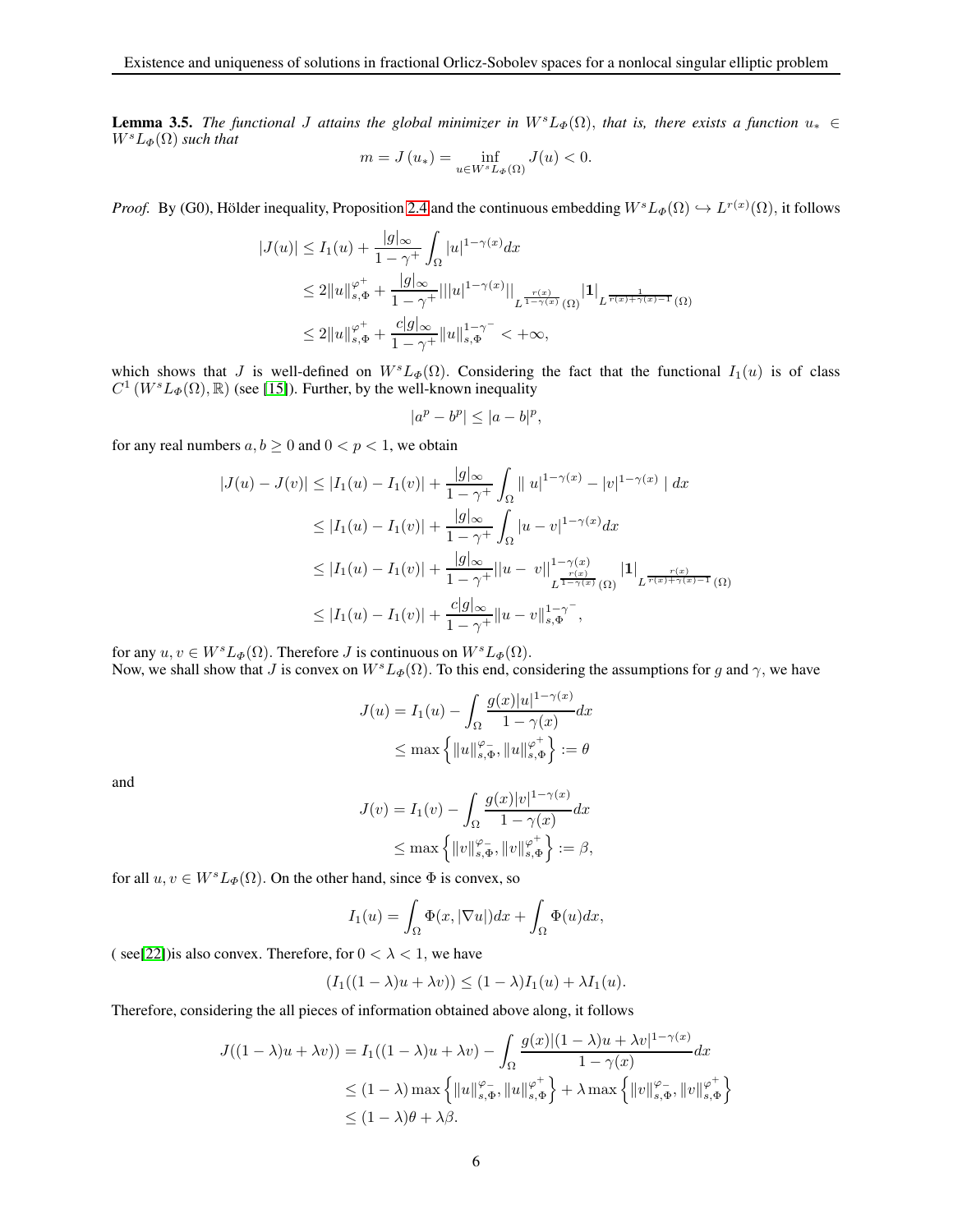**Lemma 3.5.** *The functional $J$ attains the global minimizer in $W^sL_\Phi(\Omega)$, that is, there exists a function $u_* \in W^sL_\Phi(\Omega)$ such that*

$$m = J(u_*) = \inf_{u \in W^sL_\Phi(\Omega)} J(u) < 0.$$

*Proof.* By (G0), Hölder inequality, Proposition 2.4 and the continuous embedding $W^sL_\Phi(\Omega) \hookrightarrow L^{r(x)}(\Omega)$, it follows

$$\begin{aligned}
|J(u)| &\leq I_1(u) + \frac{|g|_\infty}{1-\gamma^+}\int_\Omega |u|^{1-\gamma(x)}dx \\
&\leq 2\|u\|_{s,\Phi}^{\varphi^+} + \frac{|g|_\infty}{1-\gamma^+}||u|^{1-\gamma(x)}||_{L^{\frac{r(x)}{1-\gamma(x)}}(\Omega)}|\mathbf{1}|_{L^{\frac{1}{r(x)+\gamma(x)-1}}(\Omega)} \\
&\leq 2\|u\|_{s,\Phi}^{\varphi^+} + \frac{c|g|_\infty}{1-\gamma^+}\|u\|_{s,\Phi}^{1-\gamma^-} < +\infty,
\end{aligned}$$

which shows that $J$ is well-defined on $W^sL_\Phi(\Omega)$. Considering the fact that the functional $I_1(u)$ is of class $C^1(W^sL_\Phi(\Omega), \mathbb{R})$ (see [15]). Further, by the well-known inequality

$$|a^p - b^p| \leq |a-b|^p,$$

for any real numbers $a, b \geq 0$ and $0 < p < 1$, we obtain

$$\begin{aligned}
|J(u) - J(v)| &\leq |I_1(u) - I_1(v)| + \frac{|g|_\infty}{1-\gamma^+}\int_\Omega \| u|^{1-\gamma(x)} - |v|^{1-\gamma(x)} \mid dx \\
&\leq |I_1(u) - I_1(v)| + \frac{|g|_\infty}{1-\gamma^+}\int_\Omega |u-v|^{1-\gamma(x)}dx \\
&\leq |I_1(u) - I_1(v)| + \frac{|g|_\infty}{1-\gamma^+}||u - \ v||^{1-\gamma(x)}_{L^{\frac{r(x)}{1-\gamma(x)}}(\Omega)}|\mathbf{1}|_{L^{\frac{r(x)}{r(x)+\gamma(x)-1}}(\Omega)} \\
&\leq |I_1(u) - I_1(v)| + \frac{c|g|_\infty}{1-\gamma^+}\|u-v\|_{s,\Phi}^{1-\gamma^-},
\end{aligned}$$

for any $u, v \in W^sL_\Phi(\Omega)$. Therefore $J$ is continuous on $W^sL_\Phi(\Omega)$.
Now, we shall show that $J$ is convex on $W^sL_\Phi(\Omega)$. To this end, considering the assumptions for $g$ and $\gamma$, we have

$$\begin{aligned}
J(u) &= I_1(u) - \int_\Omega \frac{g(x)|u|^{1-\gamma(x)}}{1-\gamma(x)}dx \\
&\leq \max\left\{\|u\|_{s,\Phi}^{\varphi_-}, \|u\|_{s,\Phi}^{\varphi^+}\right\} := \theta
\end{aligned}$$

and

$$\begin{aligned}
J(v) &= I_1(v) - \int_\Omega \frac{g(x)|v|^{1-\gamma(x)}}{1-\gamma(x)}dx \\
&\leq \max\left\{\|v\|_{s,\Phi}^{\varphi_-}, \|v\|_{s,\Phi}^{\varphi^+}\right\} := \beta,
\end{aligned}$$

for all $u, v \in W^sL_\Phi(\Omega)$. On the other hand, since $\Phi$ is convex, so

$$I_1(u) = \int_\Omega \Phi(x, |\nabla u|)dx + \int_\Omega \Phi(u)dx,$$

( see[22])is also convex. Therefore, for $0 < \lambda < 1$, we have

$$(I_1((1-\lambda)u + \lambda v)) \leq (1-\lambda)I_1(u) + \lambda I_1(u).$$

Therefore, considering the all pieces of information obtained above along, it follows

$$\begin{aligned}
J((1-\lambda)u + \lambda v)) &= I_1((1-\lambda)u + \lambda v) - \int_\Omega \frac{g(x)|(1-\lambda)u + \lambda v|^{1-\gamma(x)}}{1-\gamma(x)}dx \\
&\leq (1-\lambda)\max\left\{\|u\|_{s,\Phi}^{\varphi_-}, \|u\|_{s,\Phi}^{\varphi^+}\right\} + \lambda\max\left\{\|v\|_{s,\Phi}^{\varphi_-}, \|v\|_{s,\Phi}^{\varphi^+}\right\} \\
&\leq (1-\lambda)\theta + \lambda\beta.
\end{aligned}$$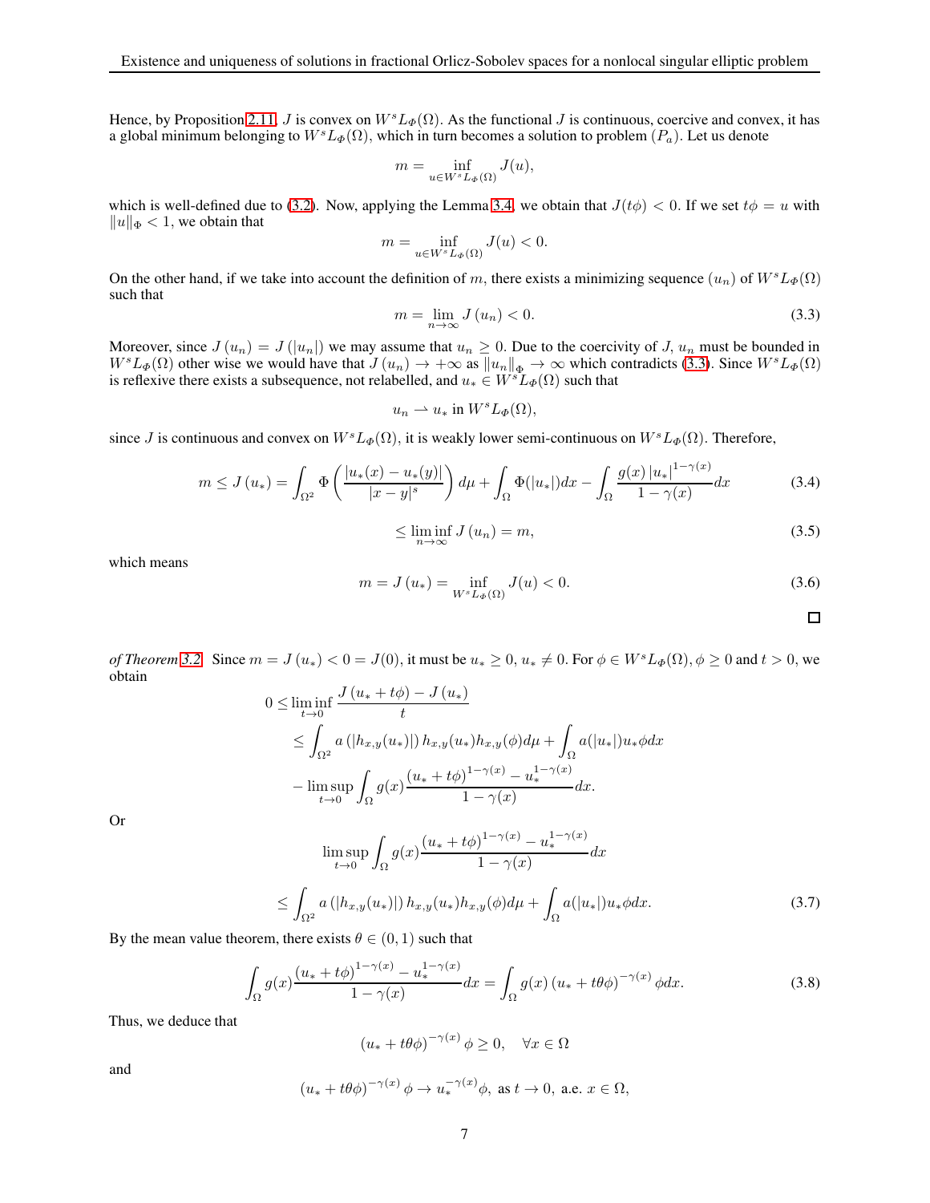Hence, by Proposition 2.11, $J$ is convex on $W^sL_\Phi(\Omega)$. As the functional $J$ is continuous, coercive and convex, it has a global minimum belonging to $W^sL_\Phi(\Omega)$, which in turn becomes a solution to problem $(P_a)$. Let us denote

$$m = \inf_{u \in W^sL_\Phi(\Omega)} J(u),$$

which is well-defined due to (3.2). Now, applying the Lemma 3.4, we obtain that $J(t\phi) < 0$. If we set $t\phi = u$ with $\|u\|_\Phi < 1$, we obtain that

$$m = \inf_{u \in W^sL_\Phi(\Omega)} J(u) < 0.$$

On the other hand, if we take into account the definition of $m$, there exists a minimizing sequence $(u_n)$ of $W^sL_\Phi(\Omega)$ such that

$$m = \lim_{n\to\infty} J(u_n) < 0. \tag{3.3}$$

Moreover, since $J(u_n) = J(|u_n|)$ we may assume that $u_n \geq 0$. Due to the coercivity of $J$, $u_n$ must be bounded in $W^sL_\Phi(\Omega)$ other wise we would have that $J(u_n) \to +\infty$ as $\|u_n\|_\Phi \to \infty$ which contradicts (3.3). Since $W^sL_\Phi(\Omega)$ is reflexive there exists a subsequence, not relabelled, and $u_* \in W^sL_\Phi(\Omega)$ such that

$$u_n \rightharpoonup u_* \text{ in } W^sL_\Phi(\Omega),$$

since $J$ is continuous and convex on $W^sL_\Phi(\Omega)$, it is weakly lower semi-continuous on $W^sL_\Phi(\Omega)$. Therefore,

$$m \leq J(u_*) = \int_{\Omega^2} \Phi\left(\frac{|u_*(x) - u_*(y)|}{|x-y|^s}\right) d\mu + \int_\Omega \Phi(|u_*|)dx - \int_\Omega \frac{g(x)\,|u_*|^{1-\gamma(x)}}{1-\gamma(x)}dx \tag{3.4}$$

$$\leq \liminf_{n\to\infty} J(u_n) = m, \tag{3.5}$$

which means

$$m = J(u_*) = \inf_{W^sL_\Phi(\Omega)} J(u) < 0. \tag{3.6}$$

□

*of Theorem 3.2.* Since $m = J(u_*) < 0 = J(0)$, it must be $u_* \geq 0$, $u_* \neq 0$. For $\phi \in W^sL_\Phi(\Omega)$, $\phi \geq 0$ and $t > 0$, we obtain

$$\begin{aligned}
0 &\leq \liminf_{t\to 0} \frac{J(u_* + t\phi) - J(u_*)}{t} \\
&\leq \int_{\Omega^2} a(|h_{x,y}(u_*)|)\, h_{x,y}(u_*)h_{x,y}(\phi)d\mu + \int_\Omega a(|u_*|)u_*\phi dx \\
&\quad - \limsup_{t\to 0} \int_\Omega g(x)\frac{(u_* + t\phi)^{1-\gamma(x)} - u_*^{1-\gamma(x)}}{1-\gamma(x)}dx.
\end{aligned}$$

Or

$$\limsup_{t\to 0} \int_\Omega g(x)\frac{(u_* + t\phi)^{1-\gamma(x)} - u_*^{1-\gamma(x)}}{1-\gamma(x)}dx$$

$$\leq \int_{\Omega^2} a(|h_{x,y}(u_*)|)\, h_{x,y}(u_*)h_{x,y}(\phi)d\mu + \int_\Omega a(|u_*|)u_*\phi dx. \tag{3.7}$$

By the mean value theorem, there exists $\theta \in (0,1)$ such that

$$\int_\Omega g(x)\frac{(u_* + t\phi)^{1-\gamma(x)} - u_*^{1-\gamma(x)}}{1-\gamma(x)}dx = \int_\Omega g(x)\,(u_* + t\theta\phi)^{-\gamma(x)}\,\phi dx. \tag{3.8}$$

Thus, we deduce that

$$(u_* + t\theta\phi)^{-\gamma(x)}\,\phi \geq 0, \quad \forall x \in \Omega$$

and

$$(u_* + t\theta\phi)^{-\gamma(x)}\,\phi \to u_*^{-\gamma(x)}\phi, \text{ as } t \to 0, \text{ a.e. } x \in \Omega,$$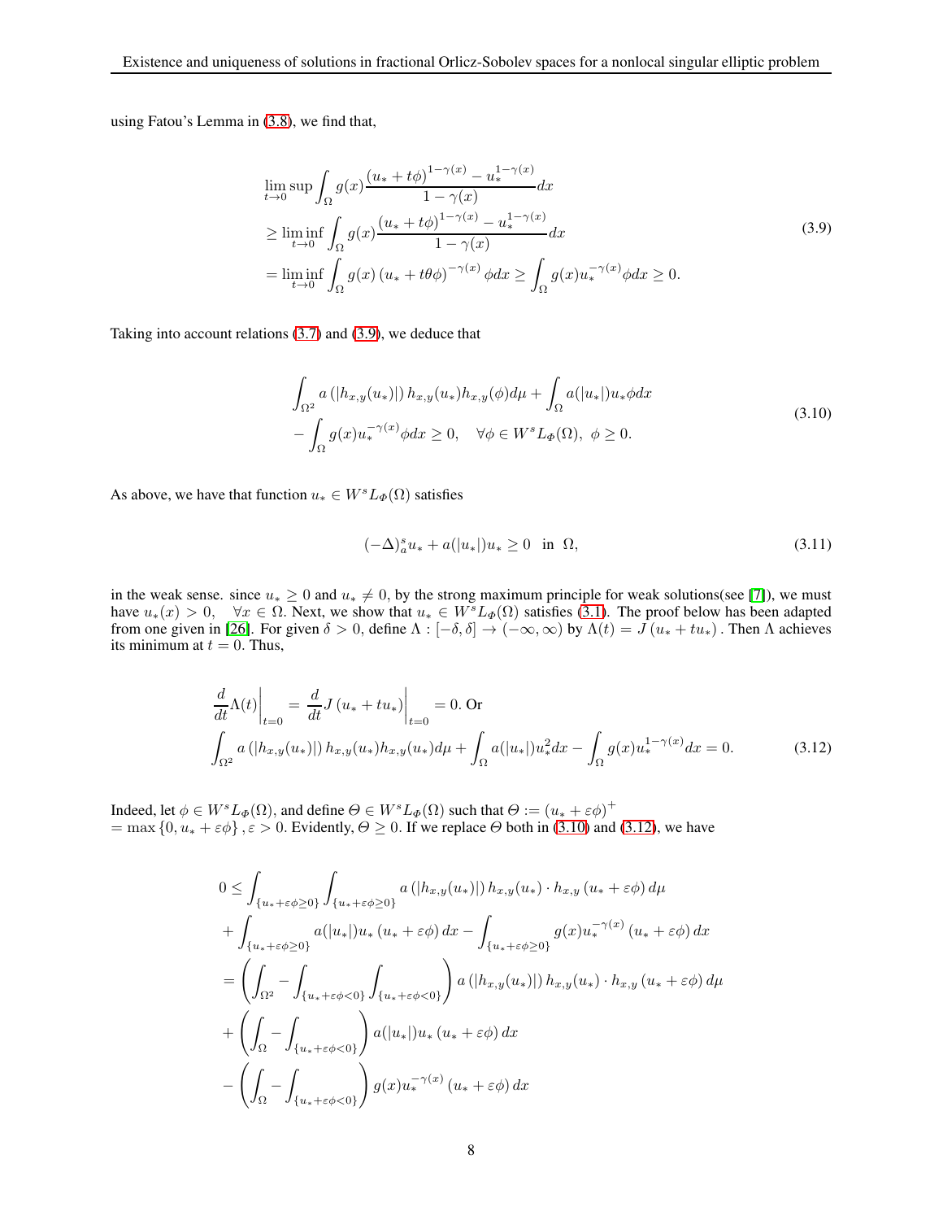using Fatou's Lemma in (3.8), we find that,

$$
\begin{aligned}
&\limsup_{t\to 0} \int_\Omega g(x) \frac{(u_* + t\phi)^{1-\gamma(x)} - u_*^{1-\gamma(x)}}{1-\gamma(x)} dx \\
&\geq \liminf_{t\to 0} \int_\Omega g(x) \frac{(u_* + t\phi)^{1-\gamma(x)} - u_*^{1-\gamma(x)}}{1-\gamma(x)} dx \\
&= \liminf_{t\to 0} \int_\Omega g(x) \left(u_* + t\theta\phi\right)^{-\gamma(x)} \phi dx \geq \int_\Omega g(x) u_*^{-\gamma(x)} \phi dx \geq 0.
\end{aligned}
\tag{3.9}
$$

Taking into account relations (3.7) and (3.9), we deduce that

$$
\begin{aligned}
&\int_{\Omega^2} a\left(|h_{x,y}(u_*)|\right) h_{x,y}(u_*) h_{x,y}(\phi) d\mu + \int_\Omega a(|u_*|) u_* \phi dx \\
&- \int_\Omega g(x) u_*^{-\gamma(x)} \phi dx \geq 0, \quad \forall \phi \in W^s L_\Phi(\Omega),\ \phi \geq 0.
\end{aligned}
\tag{3.10}
$$

As above, we have that function $u_* \in W^s L_\Phi(\Omega)$ satisfies

$$
(-\Delta)^s_a u_* + a(|u_*|) u_* \geq 0 \quad \text{in} \ \ \Omega,
\tag{3.11}
$$

in the weak sense. since $u_* \geq 0$ and $u_* \neq 0$, by the strong maximum principle for weak solutions(see [7]), we must have $u_*(x) > 0, \quad \forall x \in \Omega$. Next, we show that $u_* \in W^s L_\Phi(\Omega)$ satisfies (3.1). The proof below has been adapted from one given in [26]. For given $\delta > 0$, define $\Lambda : [-\delta, \delta] \to (-\infty, \infty)$ by $\Lambda(t) = J\left(u_* + t u_*\right)$. Then $\Lambda$ achieves its minimum at $t = 0$. Thus,

$$
\begin{aligned}
&\left.\frac{d}{dt}\Lambda(t)\right|_{t=0} = \left.\frac{d}{dt} J\left(u_* + t u_*\right)\right|_{t=0} = 0. \text{ Or} \\
&\int_{\Omega^2} a\left(|h_{x,y}(u_*)|\right) h_{x,y}(u_*) h_{x,y}(u_*) d\mu + \int_\Omega a(|u_*|) u_*^2 dx - \int_\Omega g(x) u_*^{1-\gamma(x)} dx = 0.
\end{aligned}
\tag{3.12}
$$

Indeed, let $\phi \in W^s L_\Phi(\Omega)$, and define $\Theta \in W^s L_\Phi(\Omega)$ such that $\Theta := \left(u_* + \varepsilon\phi\right)^+$ $= \max\left\{0, u_* + \varepsilon\phi\right\}, \varepsilon > 0$. Evidently, $\Theta \geq 0$. If we replace $\Theta$ both in (3.10) and (3.12), we have

$$
\begin{aligned}
0 \leq &\int_{\{u_* + \varepsilon\phi \geq 0\}} \int_{\{u_* + \varepsilon\phi \geq 0\}} a\left(|h_{x,y}(u_*)|\right) h_{x,y}(u_*) \cdot h_{x,y}\left(u_* + \varepsilon\phi\right) d\mu \\
&+ \int_{\{u_* + \varepsilon\phi \geq 0\}} a(|u_*|) u_* \left(u_* + \varepsilon\phi\right) dx - \int_{\{u_* + \varepsilon\phi \geq 0\}} g(x) u_*^{-\gamma(x)} \left(u_* + \varepsilon\phi\right) dx \\
= &\left(\int_{\Omega^2} - \int_{\{u_* + \varepsilon\phi < 0\}} \int_{\{u_* + \varepsilon\phi < 0\}}\right) a\left(|h_{x,y}(u_*)|\right) h_{x,y}(u_*) \cdot h_{x,y}\left(u_* + \varepsilon\phi\right) d\mu \\
&+ \left(\int_\Omega - \int_{\{u_* + \varepsilon\phi < 0\}}\right) a(|u_*|) u_* \left(u_* + \varepsilon\phi\right) dx \\
&- \left(\int_\Omega - \int_{\{u_* + \varepsilon\phi < 0\}}\right) g(x) u_*^{-\gamma(x)} \left(u_* + \varepsilon\phi\right) dx
\end{aligned}
$$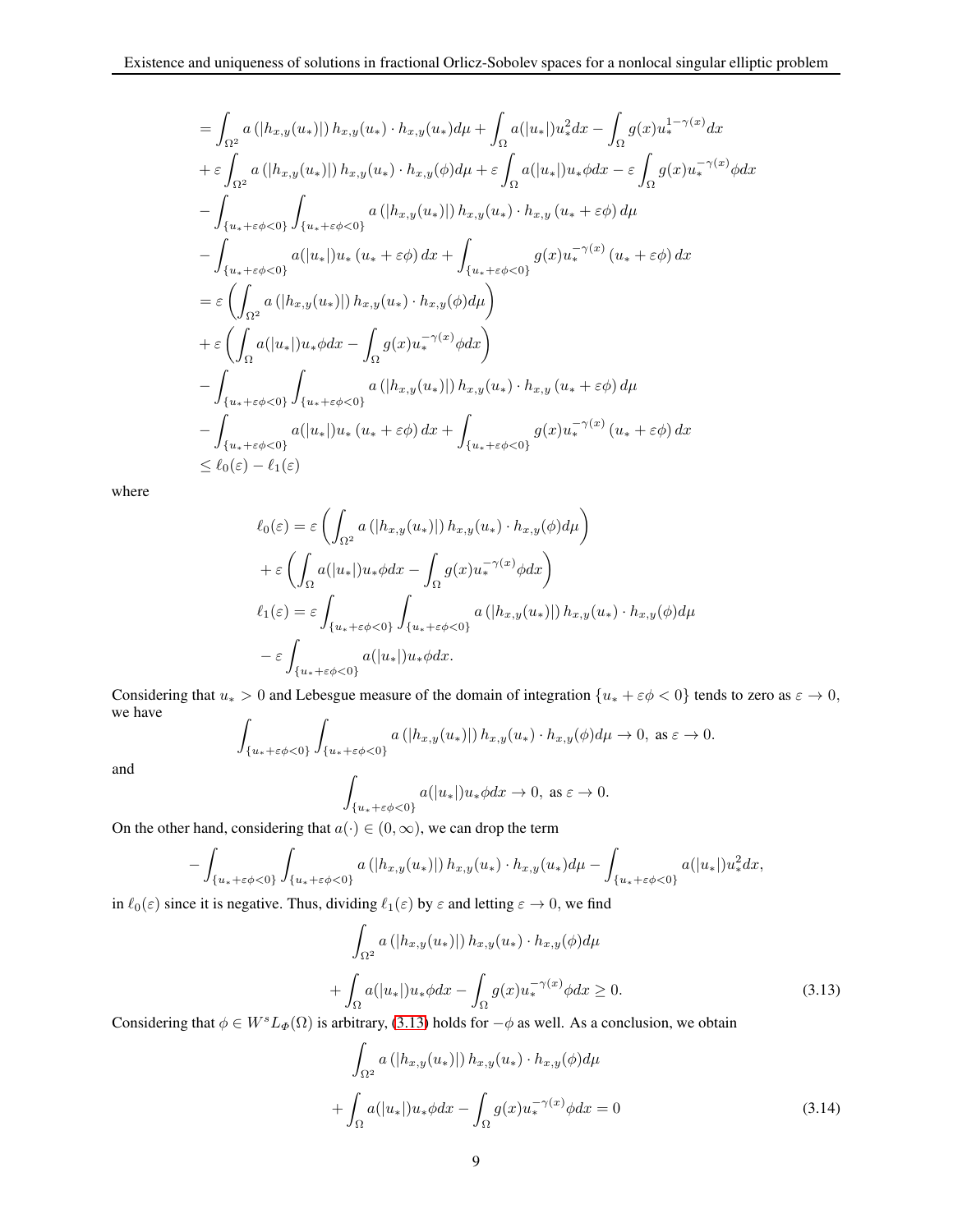$$
\begin{aligned}
&= \int_{\Omega^2} a\left(|h_{x,y}(u_*)|\right) h_{x,y}(u_*) \cdot h_{x,y}(u_*) d\mu + \int_\Omega a(|u_*|) u_*^2 dx - \int_\Omega g(x) u_*^{1-\gamma(x)} dx \\
&+ \varepsilon \int_{\Omega^2} a\left(|h_{x,y}(u_*)|\right) h_{x,y}(u_*) \cdot h_{x,y}(\phi) d\mu + \varepsilon \int_\Omega a(|u_*|) u_* \phi dx - \varepsilon \int_\Omega g(x) u_*^{-\gamma(x)} \phi dx \\
&- \int_{\{u_* + \varepsilon\phi < 0\}} \int_{\{u_* + \varepsilon\phi < 0\}} a\left(|h_{x,y}(u_*)|\right) h_{x,y}(u_*) \cdot h_{x,y}\left(u_* + \varepsilon\phi\right) d\mu \\
&- \int_{\{u_* + \varepsilon\phi < 0\}} a(|u_*|) u_* \left(u_* + \varepsilon\phi\right) dx + \int_{\{u_* + \varepsilon\phi < 0\}} g(x) u_*^{-\gamma(x)} \left(u_* + \varepsilon\phi\right) dx \\
&= \varepsilon \left( \int_{\Omega^2} a\left(|h_{x,y}(u_*)|\right) h_{x,y}(u_*) \cdot h_{x,y}(\phi) d\mu \right) \\
&+ \varepsilon \left( \int_\Omega a(|u_*|) u_* \phi dx - \int_\Omega g(x) u_*^{-\gamma(x)} \phi dx \right) \\
&- \int_{\{u_* + \varepsilon\phi < 0\}} \int_{\{u_* + \varepsilon\phi < 0\}} a\left(|h_{x,y}(u_*)|\right) h_{x,y}(u_*) \cdot h_{x,y}\left(u_* + \varepsilon\phi\right) d\mu \\
&- \int_{\{u_* + \varepsilon\phi < 0\}} a(|u_*|) u_* \left(u_* + \varepsilon\phi\right) dx + \int_{\{u_* + \varepsilon\phi < 0\}} g(x) u_*^{-\gamma(x)} \left(u_* + \varepsilon\phi\right) dx \\
&\leq \ell_0(\varepsilon) - \ell_1(\varepsilon)
\end{aligned}
$$

where

$$
\begin{aligned}
\ell_0(\varepsilon) &= \varepsilon \left( \int_{\Omega^2} a\left(|h_{x,y}(u_*)|\right) h_{x,y}(u_*) \cdot h_{x,y}(\phi) d\mu \right) \\
&+ \varepsilon \left( \int_\Omega a(|u_*|) u_* \phi dx - \int_\Omega g(x) u_*^{-\gamma(x)} \phi dx \right) \\
\ell_1(\varepsilon) &= \varepsilon \int_{\{u_* + \varepsilon\phi < 0\}} \int_{\{u_* + \varepsilon\phi < 0\}} a\left(|h_{x,y}(u_*)|\right) h_{x,y}(u_*) \cdot h_{x,y}(\phi) d\mu \\
&- \varepsilon \int_{\{u_* + \varepsilon\phi < 0\}} a(|u_*|) u_* \phi dx.
\end{aligned}
$$

Considering that $u_* > 0$ and Lebesgue measure of the domain of integration $\{u_* + \varepsilon\phi < 0\}$ tends to zero as $\varepsilon \to 0$, we have

$$
\int_{\{u_* + \varepsilon\phi < 0\}} \int_{\{u_* + \varepsilon\phi < 0\}} a\left(|h_{x,y}(u_*)|\right) h_{x,y}(u_*) \cdot h_{x,y}(\phi) d\mu \to 0, \text{ as } \varepsilon \to 0.
$$

and

$$
\int_{\{u_* + \varepsilon\phi < 0\}} a(|u_*|) u_* \phi dx \to 0, \text{ as } \varepsilon \to 0.
$$

On the other hand, considering that $a(\cdot) \in (0, \infty)$, we can drop the term

$$
- \int_{\{u_* + \varepsilon\phi < 0\}} \int_{\{u_* + \varepsilon\phi < 0\}} a\left(|h_{x,y}(u_*)|\right) h_{x,y}(u_*) \cdot h_{x,y}(u_*) d\mu - \int_{\{u_* + \varepsilon\phi < 0\}} a(|u_*|) u_*^2 dx,
$$

in $\ell_0(\varepsilon)$ since it is negative. Thus, dividing $\ell_1(\varepsilon)$ by $\varepsilon$ and letting $\varepsilon \to 0$, we find

$$
\begin{aligned}
&\int_{\Omega^2} a\left(|h_{x,y}(u_*)|\right) h_{x,y}(u_*) \cdot h_{x,y}(\phi) d\mu \\
&+ \int_\Omega a(|u_*|) u_* \phi dx - \int_\Omega g(x) u_*^{-\gamma(x)} \phi dx \geq 0.
\end{aligned} \tag{3.13}
$$

Considering that $\phi \in W^s L_\Phi(\Omega)$ is arbitrary, (3.13) holds for $-\phi$ as well. As a conclusion, we obtain

$$
\begin{aligned}
&\int_{\Omega^2} a\left(|h_{x,y}(u_*)|\right) h_{x,y}(u_*) \cdot h_{x,y}(\phi) d\mu \\
&+ \int_\Omega a(|u_*|) u_* \phi dx - \int_\Omega g(x) u_*^{-\gamma(x)} \phi dx = 0
\end{aligned} \tag{3.14}
$$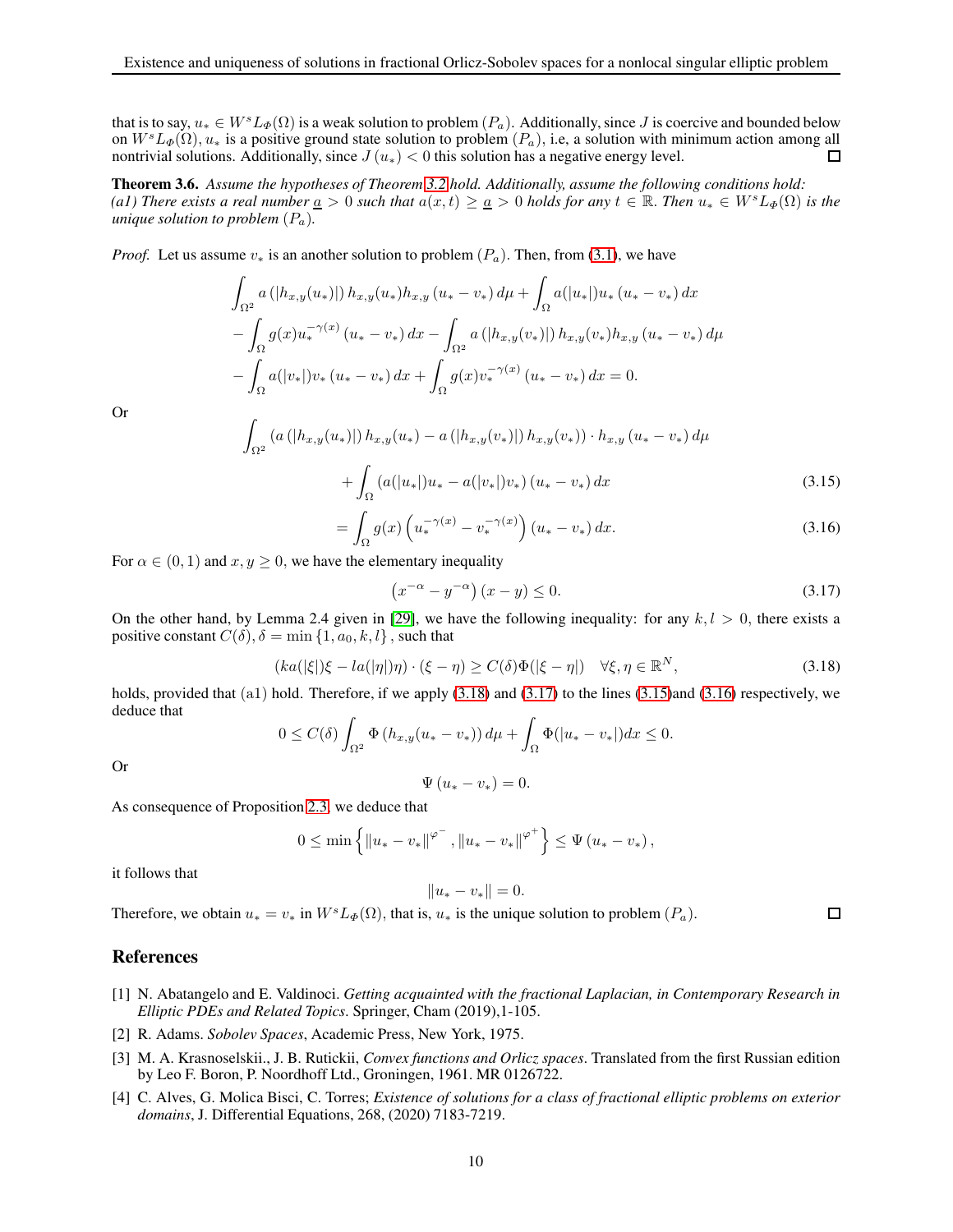that is to say, $u_* \in W^s L_\Phi(\Omega)$ is a weak solution to problem $(P_a)$. Additionally, since $J$ is coercive and bounded below on $W^s L_\Phi(\Omega)$, $u_*$ is a positive ground state solution to problem $(P_a)$, i.e, a solution with minimum action among all nontrivial solutions. Additionally, since $J(u_*) < 0$ this solution has a negative energy level. ◻

**Theorem 3.6.** *Assume the hypotheses of Theorem 3.2 hold. Additionally, assume the following conditions hold: (a1) There exists a real number $\underline{a} > 0$ such that $a(x,t) \geq \underline{a} > 0$ holds for any $t \in \mathbb{R}$. Then $u_* \in W^s L_\Phi(\Omega)$ is the unique solution to problem $(P_a)$.*

*Proof.* Let us assume $v_*$ is an another solution to problem $(P_a)$. Then, from (3.1), we have

$$
\begin{aligned}
&\int_{\Omega^2} a\left(|h_{x,y}(u_*)|\right) h_{x,y}(u_*) h_{x,y}\left(u_* - v_*\right) d\mu + \int_\Omega a(|u_*|) u_* \left(u_* - v_*\right) dx \\
&- \int_\Omega g(x) u_*^{-\gamma(x)} \left(u_* - v_*\right) dx - \int_{\Omega^2} a\left(|h_{x,y}(v_*)|\right) h_{x,y}(v_*) h_{x,y}\left(u_* - v_*\right) d\mu \\
&- \int_\Omega a(|v_*|) v_* \left(u_* - v_*\right) dx + \int_\Omega g(x) v_*^{-\gamma(x)} \left(u_* - v_*\right) dx = 0.
\end{aligned}
$$

Or

$$
\begin{aligned}
&\int_{\Omega^2} \left(a\left(|h_{x,y}(u_*)|\right) h_{x,y}(u_*) - a\left(|h_{x,y}(v_*)|\right) h_{x,y}(v_*)\right) \cdot h_{x,y}\left(u_* - v_*\right) d\mu \\
&\qquad + \int_\Omega \left(a(|u_*|) u_* - a(|v_*|) v_*\right) \left(u_* - v_*\right) dx \qquad (3.15)\\
&\qquad = \int_\Omega g(x) \left(u_*^{-\gamma(x)} - v_*^{-\gamma(x)}\right) \left(u_* - v_*\right) dx. \qquad (3.16)
\end{aligned}
$$

For $\alpha \in (0,1)$ and $x, y \geq 0$, we have the elementary inequality

$$
\left(x^{-\alpha} - y^{-\alpha}\right)(x - y) \leq 0. \tag{3.17}
$$

On the other hand, by Lemma 2.4 given in [29], we have the following inequality: for any $k, l > 0$, there exists a positive constant $C(\delta), \delta = \min\{1, a_0, k, l\}$, such that

$$
\left(k a(|\xi|)\xi - l a(|\eta|)\eta\right) \cdot (\xi - \eta) \geq C(\delta) \Phi(|\xi - \eta|) \quad \forall \xi, \eta \in \mathbb{R}^N, \tag{3.18}
$$

holds, provided that (a1) hold. Therefore, if we apply (3.18) and (3.17) to the lines (3.15)and (3.16) respectively, we deduce that

$$
0 \leq C(\delta) \int_{\Omega^2} \Phi\left(h_{x,y}(u_* - v_*)\right) d\mu + \int_\Omega \Phi(|u_* - v_*|) dx \leq 0.
$$

Or

$$
\Psi\left(u_* - v_*\right) = 0.
$$

As consequence of Proposition 2.3, we deduce that

$$
0 \leq \min\left\{\|u_* - v_*\|^{\varphi^-}, \|u_* - v_*\|^{\varphi^+}\right\} \leq \Psi\left(u_* - v_*\right),
$$

it follows that

$$
\|u_* - v_*\| = 0.
$$

Therefore, we obtain $u_* = v_*$ in $W^s L_\Phi(\Omega)$, that is, $u_*$ is the unique solution to problem $(P_a)$. ◻

## References

[1] N. Abatangelo and E. Valdinoci. *Getting acquainted with the fractional Laplacian, in Contemporary Research in Elliptic PDEs and Related Topics*. Springer, Cham (2019),1-105.

[2] R. Adams. *Sobolev Spaces*, Academic Press, New York, 1975.

[3] M. A. Krasnoselskii., J. B. Rutickii, *Convex functions and Orlicz spaces*. Translated from the first Russian edition by Leo F. Boron, P. Noordhoff Ltd., Groningen, 1961. MR 0126722.

[4] C. Alves, G. Molica Bisci, C. Torres; *Existence of solutions for a class of fractional elliptic problems on exterior domains*, J. Differential Equations, 268, (2020) 7183-7219.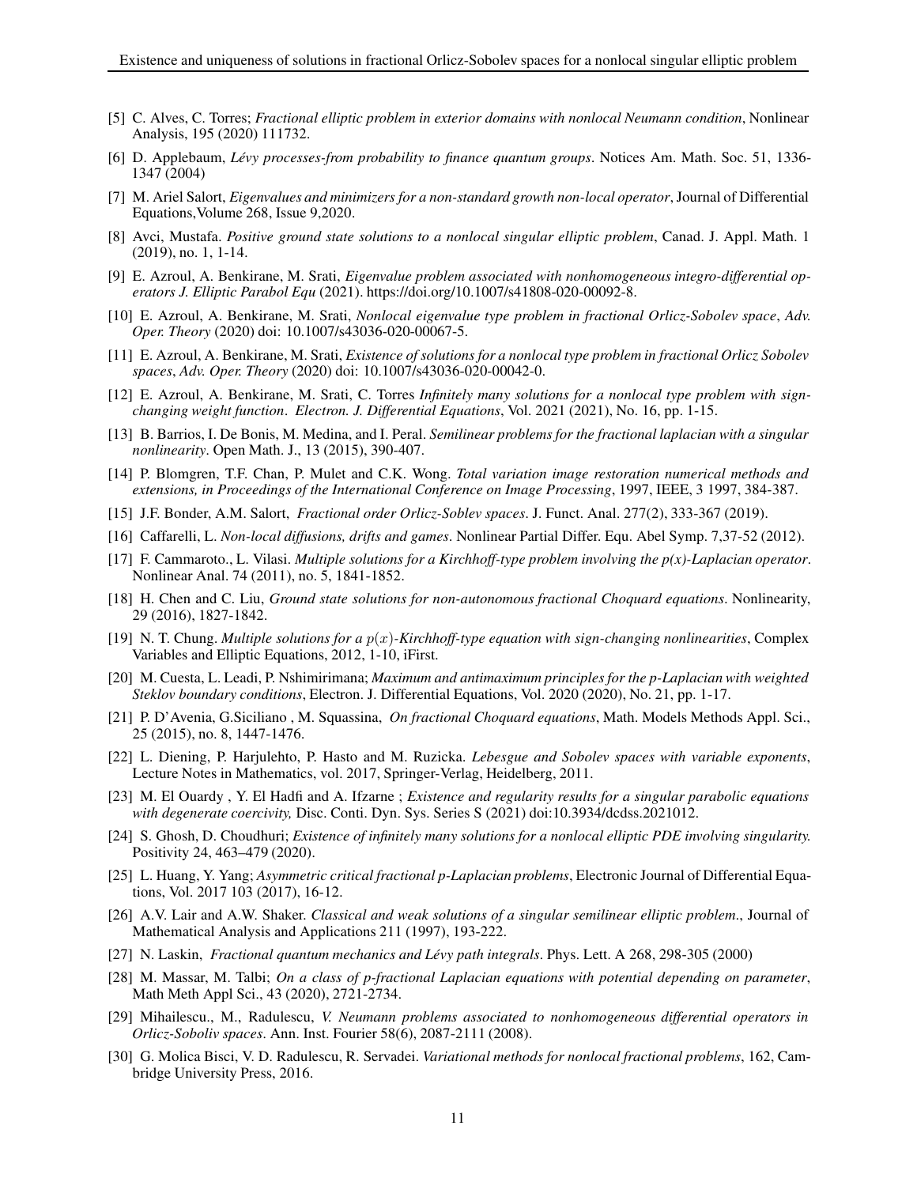[5] C. Alves, C. Torres; *Fractional elliptic problem in exterior domains with nonlocal Neumann condition*, Nonlinear Analysis, 195 (2020) 111732.

[6] D. Applebaum, *Lévy processes-from probability to finance quantum groups*. Notices Am. Math. Soc. 51, 1336-1347 (2004)

[7] M. Ariel Salort, *Eigenvalues and minimizers for a non-standard growth non-local operator*, Journal of Differential Equations,Volume 268, Issue 9,2020.

[8] Avci, Mustafa. *Positive ground state solutions to a nonlocal singular elliptic problem*, Canad. J. Appl. Math. 1 (2019), no. 1, 1-14.

[9] E. Azroul, A. Benkirane, M. Srati, *Eigenvalue problem associated with nonhomogeneous integro-differential operators J. Elliptic Parabol Equ* (2021). https://doi.org/10.1007/s41808-020-00092-8.

[10] E. Azroul, A. Benkirane, M. Srati, *Nonlocal eigenvalue type problem in fractional Orlicz-Sobolev space*, *Adv. Oper. Theory* (2020) doi: 10.1007/s43036-020-00067-5.

[11] E. Azroul, A. Benkirane, M. Srati, *Existence of solutions for a nonlocal type problem in fractional Orlicz Sobolev spaces*, *Adv. Oper. Theory* (2020) doi: 10.1007/s43036-020-00042-0.

[12] E. Azroul, A. Benkirane, M. Srati, C. Torres *Infinitely many solutions for a nonlocal type problem with sign-changing weight function*. *Electron. J. Differential Equations*, Vol. 2021 (2021), No. 16, pp. 1-15.

[13] B. Barrios, I. De Bonis, M. Medina, and I. Peral. *Semilinear problems for the fractional laplacian with a singular nonlinearity*. Open Math. J., 13 (2015), 390-407.

[14] P. Blomgren, T.F. Chan, P. Mulet and C.K. Wong. *Total variation image restoration numerical methods and extensions, in Proceedings of the International Conference on Image Processing*, 1997, IEEE, 3 1997, 384-387.

[15] J.F. Bonder, A.M. Salort, *Fractional order Orlicz-Soblev spaces*. J. Funct. Anal. 277(2), 333-367 (2019).

[16] Caffarelli, L. *Non-local diffusions, drifts and games*. Nonlinear Partial Differ. Equ. Abel Symp. 7,37-52 (2012).

[17] F. Cammaroto., L. Vilasi. *Multiple solutions for a Kirchhoff-type problem involving the p(x)-Laplacian operator*. Nonlinear Anal. 74 (2011), no. 5, 1841-1852.

[18] H. Chen and C. Liu, *Ground state solutions for non-autonomous fractional Choquard equations*. Nonlinearity, 29 (2016), 1827-1842.

[19] N. T. Chung. *Multiple solutions for a $p(x)$-Kirchhoff-type equation with sign-changing nonlinearities*, Complex Variables and Elliptic Equations, 2012, 1-10, iFirst.

[20] M. Cuesta, L. Leadi, P. Nshimirimana; *Maximum and antimaximum principles for the p-Laplacian with weighted Steklov boundary conditions*, Electron. J. Differential Equations, Vol. 2020 (2020), No. 21, pp. 1-17.

[21] P. D'Avenia, G.Siciliano , M. Squassina, *On fractional Choquard equations*, Math. Models Methods Appl. Sci., 25 (2015), no. 8, 1447-1476.

[22] L. Diening, P. Harjulehto, P. Hasto and M. Ruzicka. *Lebesgue and Sobolev spaces with variable exponents*, Lecture Notes in Mathematics, vol. 2017, Springer-Verlag, Heidelberg, 2011.

[23] M. El Ouardy , Y. El Hadfi and A. Ifzarne ; *Existence and regularity results for a singular parabolic equations with degenerate coercivity,* Disc. Conti. Dyn. Sys. Series S (2021) doi:10.3934/dcdss.2021012.

[24] S. Ghosh, D. Choudhuri; *Existence of infinitely many solutions for a nonlocal elliptic PDE involving singularity.* Positivity 24, 463–479 (2020).

[25] L. Huang, Y. Yang; *Asymmetric critical fractional p-Laplacian problems*, Electronic Journal of Differential Equations, Vol. 2017 103 (2017), 16-12.

[26] A.V. Lair and A.W. Shaker. *Classical and weak solutions of a singular semilinear elliptic problem*., Journal of Mathematical Analysis and Applications 211 (1997), 193-222.

[27] N. Laskin, *Fractional quantum mechanics and Lévy path integrals*. Phys. Lett. A 268, 298-305 (2000)

[28] M. Massar, M. Talbi; *On a class of p-fractional Laplacian equations with potential depending on parameter*, Math Meth Appl Sci., 43 (2020), 2721-2734.

[29] Mihailescu., M., Radulescu, *V. Neumann problems associated to nonhomogeneous differential operators in Orlicz-Soboliv spaces*. Ann. Inst. Fourier 58(6), 2087-2111 (2008).

[30] G. Molica Bisci, V. D. Radulescu, R. Servadei. *Variational methods for nonlocal fractional problems*, 162, Cambridge University Press, 2016.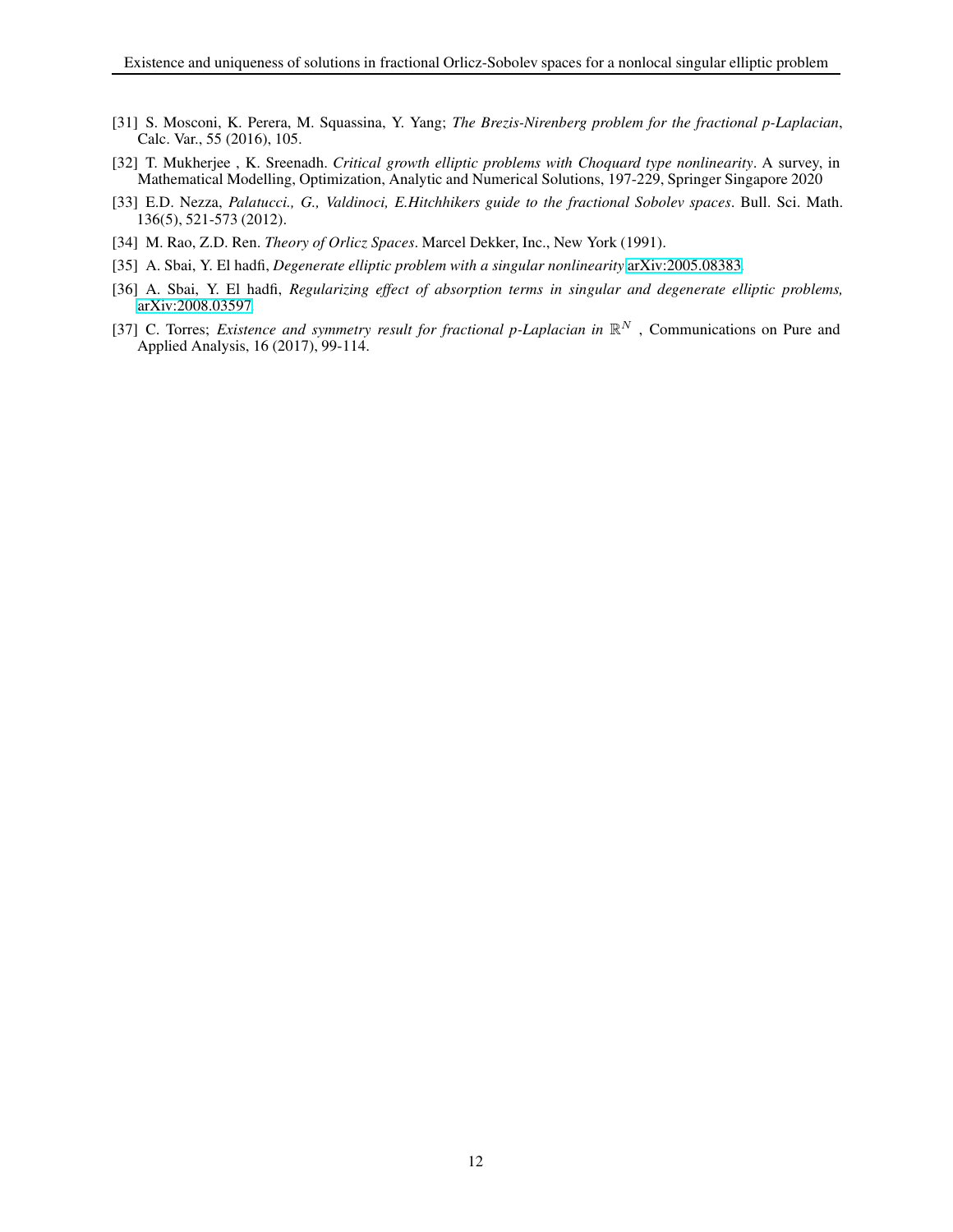[31] S. Mosconi, K. Perera, M. Squassina, Y. Yang; *The Brezis-Nirenberg problem for the fractional p-Laplacian*, Calc. Var., 55 (2016), 105.

[32] T. Mukherjee , K. Sreenadh. *Critical growth elliptic problems with Choquard type nonlinearity*. A survey, in Mathematical Modelling, Optimization, Analytic and Numerical Solutions, 197-229, Springer Singapore 2020

[33] E.D. Nezza, *Palatucci., G., Valdinoci, E.Hitchhikers guide to the fractional Sobolev spaces*. Bull. Sci. Math. 136(5), 521-573 (2012).

[34] M. Rao, Z.D. Ren. *Theory of Orlicz Spaces*. Marcel Dekker, Inc., New York (1991).

[35] A. Sbai, Y. El hadfi, *Degenerate elliptic problem with a singular nonlinearity* arXiv:2005.08383.

[36] A. Sbai, Y. El hadfi, *Regularizing effect of absorption terms in singular and degenerate elliptic problems,* arXiv:2008.03597

[37] C. Torres; *Existence and symmetry result for fractional p-Laplacian in* $\mathbb{R}^N$ , Communications on Pure and Applied Analysis, 16 (2017), 99-114.